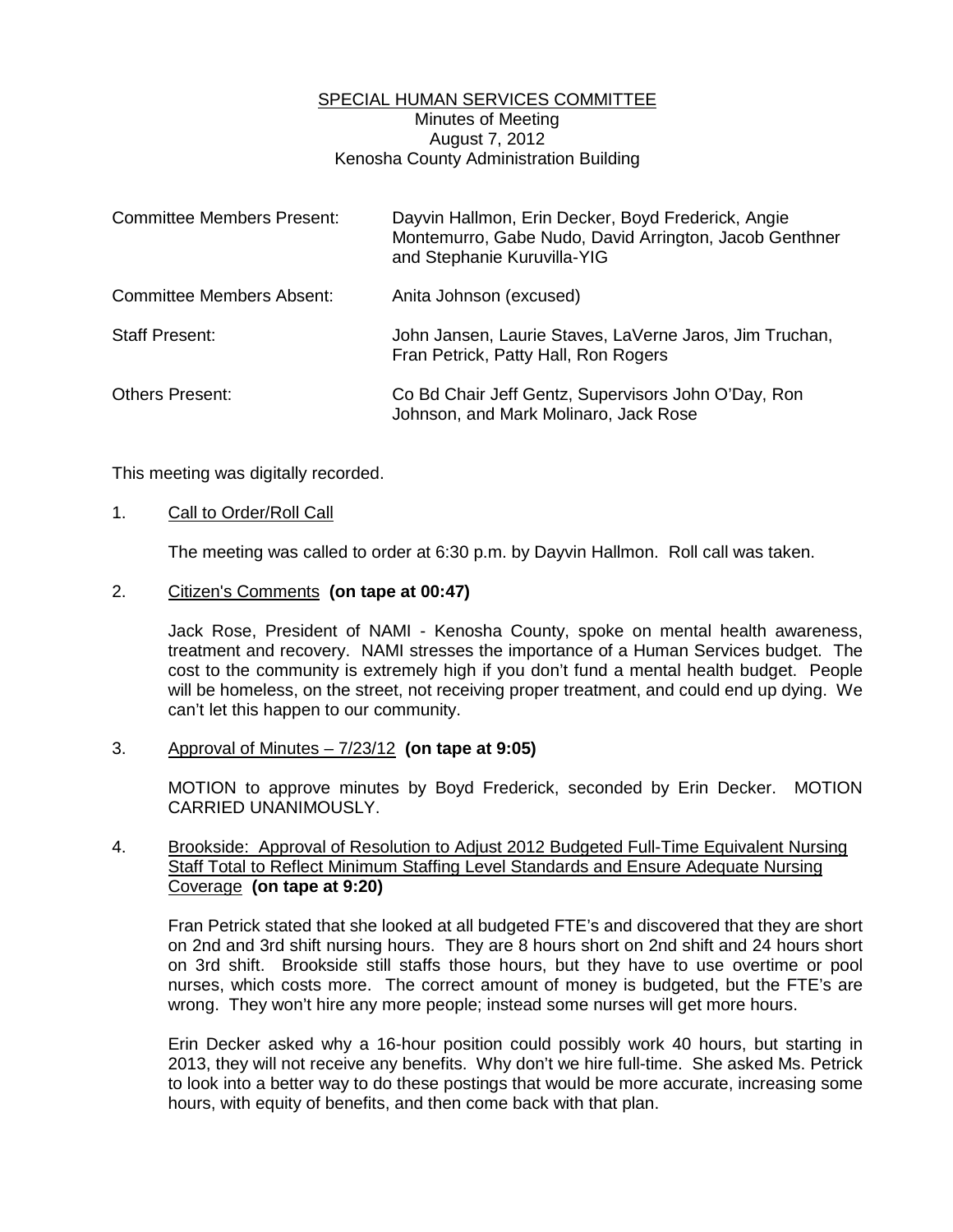# SPECIAL HUMAN SERVICES COMMITTEE

Minutes of Meeting
August 7, 2012
Kenosha County Administration Building

| | |
|---|---|
| Committee Members Present: | Dayvin Hallmon, Erin Decker, Boyd Frederick, Angie Montemurro, Gabe Nudo, David Arrington, Jacob Genthner and Stephanie Kuruvilla-YIG |
| Committee Members Absent: | Anita Johnson (excused) |
| Staff Present: | John Jansen, Laurie Staves, LaVerne Jaros, Jim Truchan, Fran Petrick, Patty Hall, Ron Rogers |
| Others Present: | Co Bd Chair Jeff Gentz, Supervisors John O'Day, Ron Johnson, and Mark Molinaro, Jack Rose |

This meeting was digitally recorded.

1. Call to Order/Roll Call

   The meeting was called to order at 6:30 p.m. by Dayvin Hallmon. Roll call was taken.

2. Citizen's Comments **(on tape at 00:47)**

   Jack Rose, President of NAMI - Kenosha County, spoke on mental health awareness, treatment and recovery. NAMI stresses the importance of a Human Services budget. The cost to the community is extremely high if you don't fund a mental health budget. People will be homeless, on the street, not receiving proper treatment, and could end up dying. We can't let this happen to our community.

3. Approval of Minutes – 7/23/12 **(on tape at 9:05)**

   MOTION to approve minutes by Boyd Frederick, seconded by Erin Decker. MOTION CARRIED UNANIMOUSLY.

4. Brookside: Approval of Resolution to Adjust 2012 Budgeted Full-Time Equivalent Nursing Staff Total to Reflect Minimum Staffing Level Standards and Ensure Adequate Nursing Coverage **(on tape at 9:20)**

   Fran Petrick stated that she looked at all budgeted FTE's and discovered that they are short on 2nd and 3rd shift nursing hours. They are 8 hours short on 2nd shift and 24 hours short on 3rd shift. Brookside still staffs those hours, but they have to use overtime or pool nurses, which costs more. The correct amount of money is budgeted, but the FTE's are wrong. They won't hire any more people; instead some nurses will get more hours.

   Erin Decker asked why a 16-hour position could possibly work 40 hours, but starting in 2013, they will not receive any benefits. Why don't we hire full-time. She asked Ms. Petrick to look into a better way to do these postings that would be more accurate, increasing some hours, with equity of benefits, and then come back with that plan.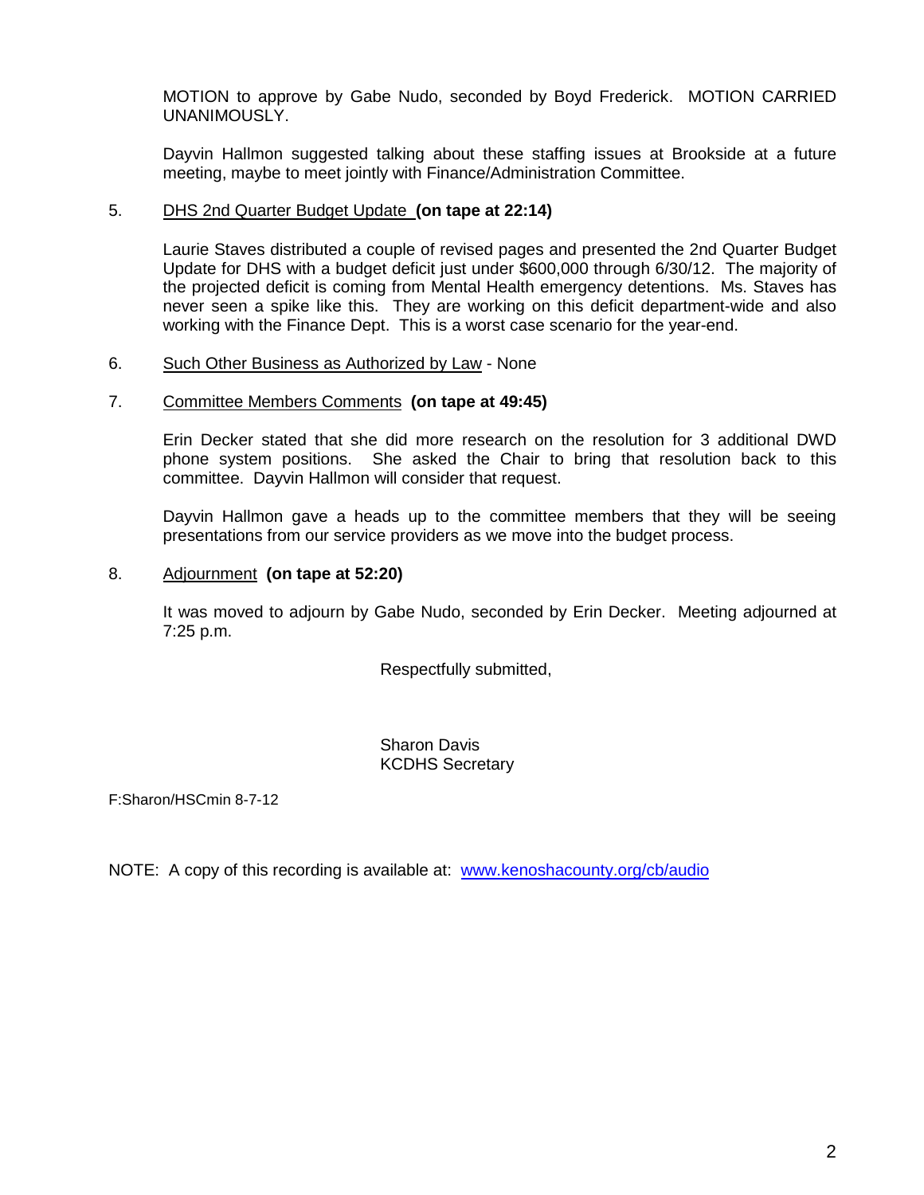MOTION to approve by Gabe Nudo, seconded by Boyd Frederick. MOTION CARRIED UNANIMOUSLY.

Dayvin Hallmon suggested talking about these staffing issues at Brookside at a future meeting, maybe to meet jointly with Finance/Administration Committee.

5. <u>DHS 2nd Quarter Budget Update</u> **(on tape at 22:14)**

   Laurie Staves distributed a couple of revised pages and presented the 2nd Quarter Budget Update for DHS with a budget deficit just under $600,000 through 6/30/12. The majority of the projected deficit is coming from Mental Health emergency detentions. Ms. Staves has never seen a spike like this. They are working on this deficit department-wide and also working with the Finance Dept. This is a worst case scenario for the year-end.

6. <u>Such Other Business as Authorized by Law</u> - None

7. <u>Committee Members Comments</u> **(on tape at 49:45)**

   Erin Decker stated that she did more research on the resolution for 3 additional DWD phone system positions. She asked the Chair to bring that resolution back to this committee. Dayvin Hallmon will consider that request.

   Dayvin Hallmon gave a heads up to the committee members that they will be seeing presentations from our service providers as we move into the budget process.

8. <u>Adjournment</u> **(on tape at 52:20)**

   It was moved to adjourn by Gabe Nudo, seconded by Erin Decker. Meeting adjourned at 7:25 p.m.

Respectfully submitted,

Sharon Davis
KCDHS Secretary

F:Sharon/HSCmin 8-7-12

NOTE: A copy of this recording is available at: [www.kenoshacounty.org/cb/audio](www.kenoshacounty.org/cb/audio)